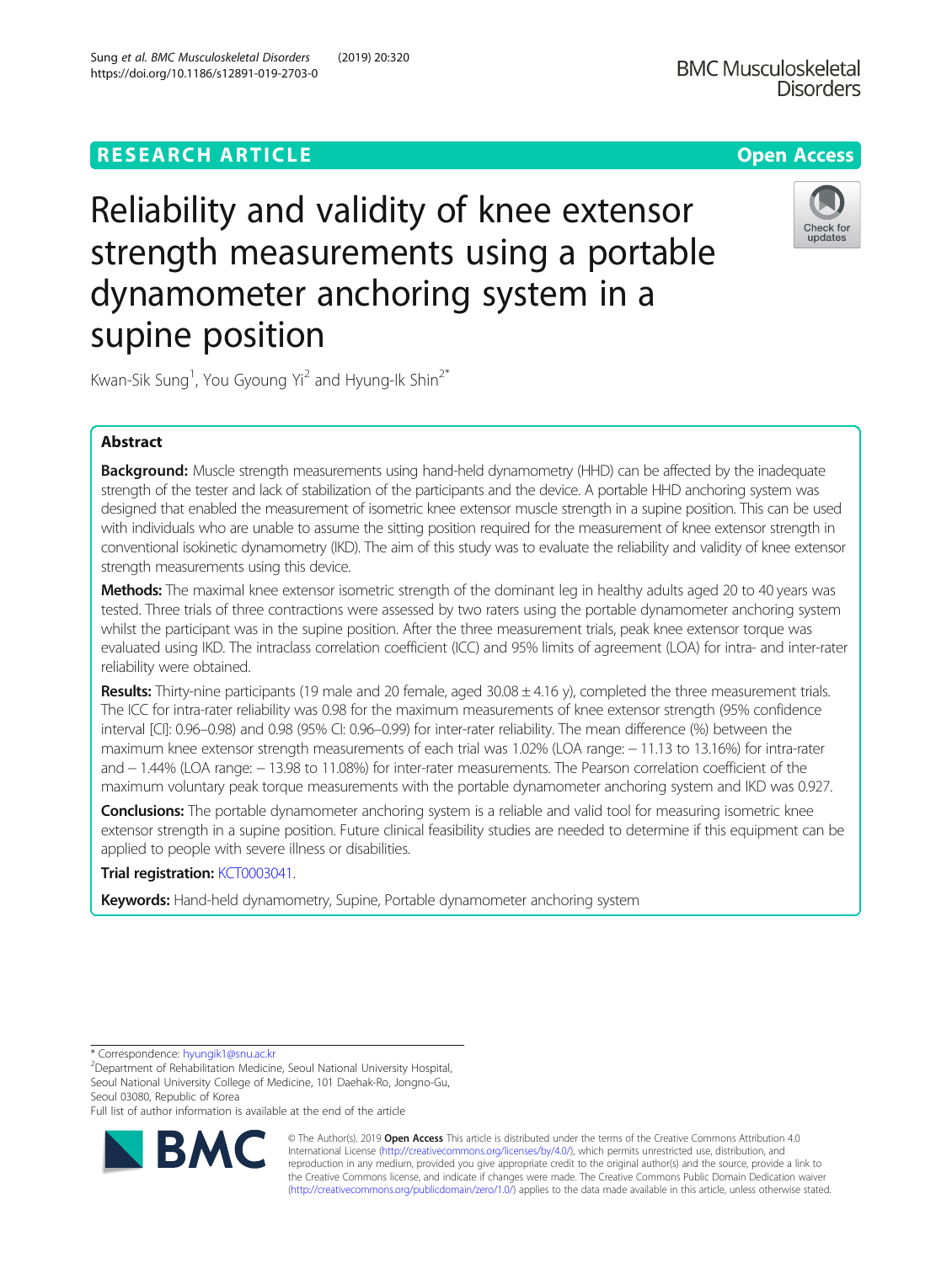RESEARCH ARTICLE

Open Access

# Reliability and validity of knee extensor strength measurements using a portable dynamometer anchoring system in a supine position

Kwan-Sik Sung[1], You Gyoung Yi[2] and Hyung-Ik Shin[2*]

## Abstract

**Background:** Muscle strength measurements using hand-held dynamometry (HHD) can be affected by the inadequate strength of the tester and lack of stabilization of the participants and the device. A portable HHD anchoring system was designed that enabled the measurement of isometric knee extensor muscle strength in a supine position. This can be used with individuals who are unable to assume the sitting position required for the measurement of knee extensor strength in conventional isokinetic dynamometry (IKD). The aim of this study was to evaluate the reliability and validity of knee extensor strength measurements using this device.

**Methods:** The maximal knee extensor isometric strength of the dominant leg in healthy adults aged 20 to 40 years was tested. Three trials of three contractions were assessed by two raters using the portable dynamometer anchoring system whilst the participant was in the supine position. After the three measurement trials, peak knee extensor torque was evaluated using IKD. The intraclass correlation coefficient (ICC) and 95% limits of agreement (LOA) for intra- and inter-rater reliability were obtained.

**Results:** Thirty-nine participants (19 male and 20 female, aged 30.08 ± 4.16 y), completed the three measurement trials. The ICC for intra-rater reliability was 0.98 for the maximum measurements of knee extensor strength (95% confidence interval [CI]: 0.96–0.98) and 0.98 (95% CI: 0.96–0.99) for inter-rater reliability. The mean difference (%) between the maximum knee extensor strength measurements of each trial was 1.02% (LOA range: − 11.13 to 13.16%) for intra-rater and − 1.44% (LOA range: − 13.98 to 11.08%) for inter-rater measurements. The Pearson correlation coefficient of the maximum voluntary peak torque measurements with the portable dynamometer anchoring system and IKD was 0.927.

**Conclusions:** The portable dynamometer anchoring system is a reliable and valid tool for measuring isometric knee extensor strength in a supine position. Future clinical feasibility studies are needed to determine if this equipment can be applied to people with severe illness or disabilities.

**Trial registration:** KCT0003041.

**Keywords:** Hand-held dynamometry, Supine, Portable dynamometer anchoring system

---

\* Correspondence: hyungik1@snu.ac.kr
[2]Department of Rehabilitation Medicine, Seoul National University Hospital, Seoul National University College of Medicine, 101 Daehak-Ro, Jongno-Gu, Seoul 03080, Republic of Korea
Full list of author information is available at the end of the article

© The Author(s). 2019 **Open Access** This article is distributed under the terms of the Creative Commons Attribution 4.0 International License (http://creativecommons.org/licenses/by/4.0/), which permits unrestricted use, distribution, and reproduction in any medium, provided you give appropriate credit to the original author(s) and the source, provide a link to the Creative Commons license, and indicate if changes were made. The Creative Commons Public Domain Dedication waiver (http://creativecommons.org/publicdomain/zero/1.0/) applies to the data made available in this article, unless otherwise stated.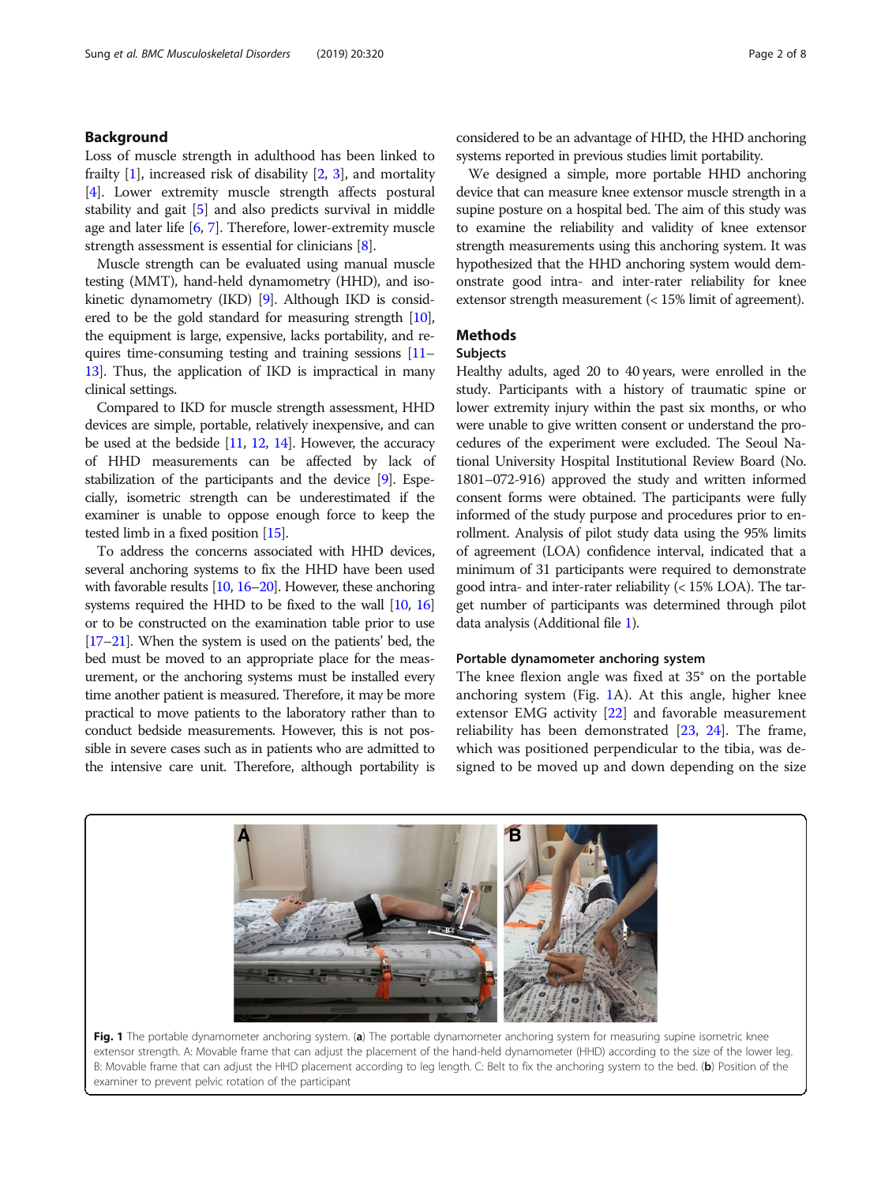## Background

Loss of muscle strength in adulthood has been linked to frailty [1], increased risk of disability [2, 3], and mortality [4]. Lower extremity muscle strength affects postural stability and gait [5] and also predicts survival in middle age and later life [6, 7]. Therefore, lower-extremity muscle strength assessment is essential for clinicians [8].

Muscle strength can be evaluated using manual muscle testing (MMT), hand-held dynamometry (HHD), and isokinetic dynamometry (IKD) [9]. Although IKD is considered to be the gold standard for measuring strength [10], the equipment is large, expensive, lacks portability, and requires time-consuming testing and training sessions [11–13]. Thus, the application of IKD is impractical in many clinical settings.

Compared to IKD for muscle strength assessment, HHD devices are simple, portable, relatively inexpensive, and can be used at the bedside [11, 12, 14]. However, the accuracy of HHD measurements can be affected by lack of stabilization of the participants and the device [9]. Especially, isometric strength can be underestimated if the examiner is unable to oppose enough force to keep the tested limb in a fixed position [15].

To address the concerns associated with HHD devices, several anchoring systems to fix the HHD have been used with favorable results [10, 16–20]. However, these anchoring systems required the HHD to be fixed to the wall [10, 16] or to be constructed on the examination table prior to use [17–21]. When the system is used on the patients' bed, the bed must be moved to an appropriate place for the measurement, or the anchoring systems must be installed every time another patient is measured. Therefore, it may be more practical to move patients to the laboratory rather than to conduct bedside measurements. However, this is not possible in severe cases such as in patients who are admitted to the intensive care unit. Therefore, although portability is considered to be an advantage of HHD, the HHD anchoring systems reported in previous studies limit portability.

We designed a simple, more portable HHD anchoring device that can measure knee extensor muscle strength in a supine posture on a hospital bed. The aim of this study was to examine the reliability and validity of knee extensor strength measurements using this anchoring system. It was hypothesized that the HHD anchoring system would demonstrate good intra- and inter-rater reliability for knee extensor strength measurement (< 15% limit of agreement).

## Methods

### Subjects

Healthy adults, aged 20 to 40 years, were enrolled in the study. Participants with a history of traumatic spine or lower extremity injury within the past six months, or who were unable to give written consent or understand the procedures of the experiment were excluded. The Seoul National University Hospital Institutional Review Board (No. 1801–072-916) approved the study and written informed consent forms were obtained. The participants were fully informed of the study purpose and procedures prior to enrollment. Analysis of pilot study data using the 95% limits of agreement (LOA) confidence interval, indicated that a minimum of 31 participants were required to demonstrate good intra- and inter-rater reliability (< 15% LOA). The target number of participants was determined through pilot data analysis (Additional file 1).

### Portable dynamometer anchoring system

The knee flexion angle was fixed at 35° on the portable anchoring system (Fig. 1A). At this angle, higher knee extensor EMG activity [22] and favorable measurement reliability has been demonstrated [23, 24]. The frame, which was positioned perpendicular to the tibia, was designed to be moved up and down depending on the size

**Fig. 1** The portable dynamometer anchoring system. (**a**) The portable dynamometer anchoring system for measuring supine isometric knee extensor strength. A: Movable frame that can adjust the placement of the hand-held dynamometer (HHD) according to the size of the lower leg. B: Movable frame that can adjust the HHD placement according to leg length. C: Belt to fix the anchoring system to the bed. (**b**) Position of the examiner to prevent pelvic rotation of the participant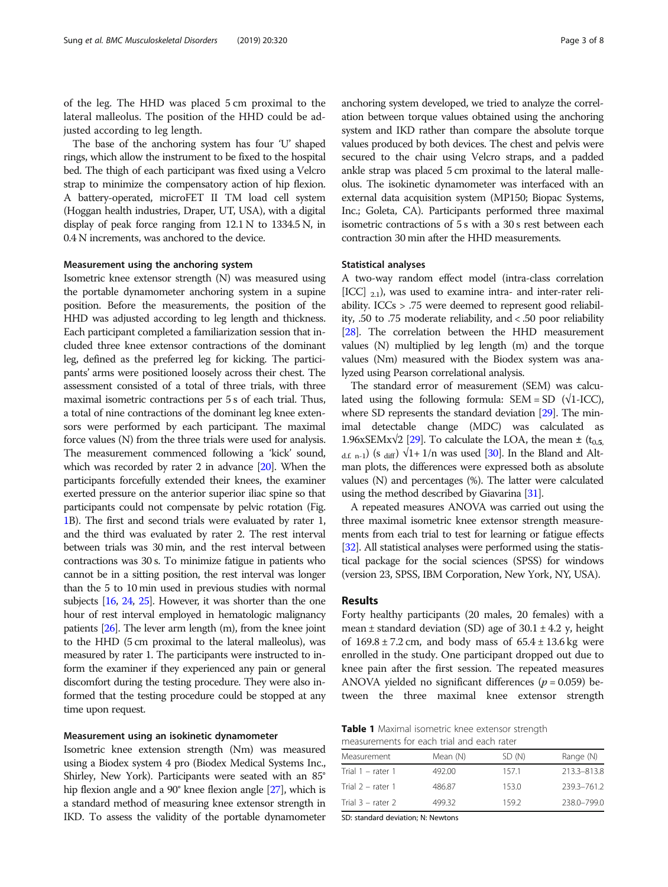of the leg. The HHD was placed 5 cm proximal to the lateral malleolus. The position of the HHD could be adjusted according to leg length.

The base of the anchoring system has four 'U' shaped rings, which allow the instrument to be fixed to the hospital bed. The thigh of each participant was fixed using a Velcro strap to minimize the compensatory action of hip flexion. A battery-operated, microFET II TM load cell system (Hoggan health industries, Draper, UT, USA), with a digital display of peak force ranging from 12.1 N to 1334.5 N, in 0.4 N increments, was anchored to the device.

### Measurement using the anchoring system

Isometric knee extensor strength (N) was measured using the portable dynamometer anchoring system in a supine position. Before the measurements, the position of the HHD was adjusted according to leg length and thickness. Each participant completed a familiarization session that included three knee extensor contractions of the dominant leg, defined as the preferred leg for kicking. The participants' arms were positioned loosely across their chest. The assessment consisted of a total of three trials, with three maximal isometric contractions per 5 s of each trial. Thus, a total of nine contractions of the dominant leg knee extensors were performed by each participant. The maximal force values (N) from the three trials were used for analysis. The measurement commenced following a 'kick' sound, which was recorded by rater 2 in advance [20]. When the participants forcefully extended their knees, the examiner exerted pressure on the anterior superior iliac spine so that participants could not compensate by pelvic rotation (Fig. 1B). The first and second trials were evaluated by rater 1, and the third was evaluated by rater 2. The rest interval between trials was 30 min, and the rest interval between contractions was 30 s. To minimize fatigue in patients who cannot be in a sitting position, the rest interval was longer than the 5 to 10 min used in previous studies with normal subjects [16, 24, 25]. However, it was shorter than the one hour of rest interval employed in hematologic malignancy patients [26]. The lever arm length (m), from the knee joint to the HHD (5 cm proximal to the lateral malleolus), was measured by rater 1. The participants were instructed to inform the examiner if they experienced any pain or general discomfort during the testing procedure. They were also informed that the testing procedure could be stopped at any time upon request.

### Measurement using an isokinetic dynamometer

Isometric knee extension strength (Nm) was measured using a Biodex system 4 pro (Biodex Medical Systems Inc., Shirley, New York). Participants were seated with an 85° hip flexion angle and a 90° knee flexion angle [27], which is a standard method of measuring knee extensor strength in IKD. To assess the validity of the portable dynamometer anchoring system developed, we tried to analyze the correlation between torque values obtained using the anchoring system and IKD rather than compare the absolute torque values produced by both devices. The chest and pelvis were secured to the chair using Velcro straps, and a padded ankle strap was placed 5 cm proximal to the lateral malleolus. The isokinetic dynamometer was interfaced with an external data acquisition system (MP150; Biopac Systems, Inc.; Goleta, CA). Participants performed three maximal isometric contractions of 5 s with a 30 s rest between each contraction 30 min after the HHD measurements.

### Statistical analyses

A two-way random effect model (intra-class correlation [ICC] $_{2,1}$), was used to examine intra- and inter-rater reliability. ICCs > .75 were deemed to represent good reliability, .50 to .75 moderate reliability, and < .50 poor reliability [28]. The correlation between the HHD measurement values (N) multiplied by leg length (m) and the torque values (Nm) measured with the Biodex system was analyzed using Pearson correlational analysis.

The standard error of measurement (SEM) was calculated using the following formula: $SEM = SD\ (\sqrt{1\text{-}ICC})$, where SD represents the standard deviation [29]. The minimal detectable change (MDC) was calculated as $1.96 \times SEM \times \sqrt{2}$ [29]. To calculate the LOA, the mean $\pm$ ($t_{0.5,\ d.f.\ n-1}$) ($s_{\ diff}$) $\sqrt{1+1/n}$ was used [30]. In the Bland and Altman plots, the differences were expressed both as absolute values (N) and percentages (%). The latter were calculated using the method described by Giavarina [31].

A repeated measures ANOVA was carried out using the three maximal isometric knee extensor strength measurements from each trial to test for learning or fatigue effects [32]. All statistical analyses were performed using the statistical package for the social sciences (SPSS) for windows (version 23, SPSS, IBM Corporation, New York, NY, USA).

## Results

Forty healthy participants (20 males, 20 females) with a mean ± standard deviation (SD) age of 30.1 ± 4.2 y, height of 169.8 ± 7.2 cm, and body mass of 65.4 ± 13.6 kg were enrolled in the study. One participant dropped out due to knee pain after the first session. The repeated measures ANOVA yielded no significant differences ($p = 0.059$) between the three maximal knee extensor strength

**Table 1** Maximal isometric knee extensor strength measurements for each trial and each rater

| Measurement | Mean (N) | SD (N) | Range (N) |
|---|---|---|---|
| Trial 1 – rater 1 | 492.00 | 157.1 | 213.3–813.8 |
| Trial 2 – rater 1 | 486.87 | 153.0 | 239.3–761.2 |
| Trial 3 – rater 2 | 499.32 | 159.2 | 238.0–799.0 |

SD: standard deviation; N: Newtons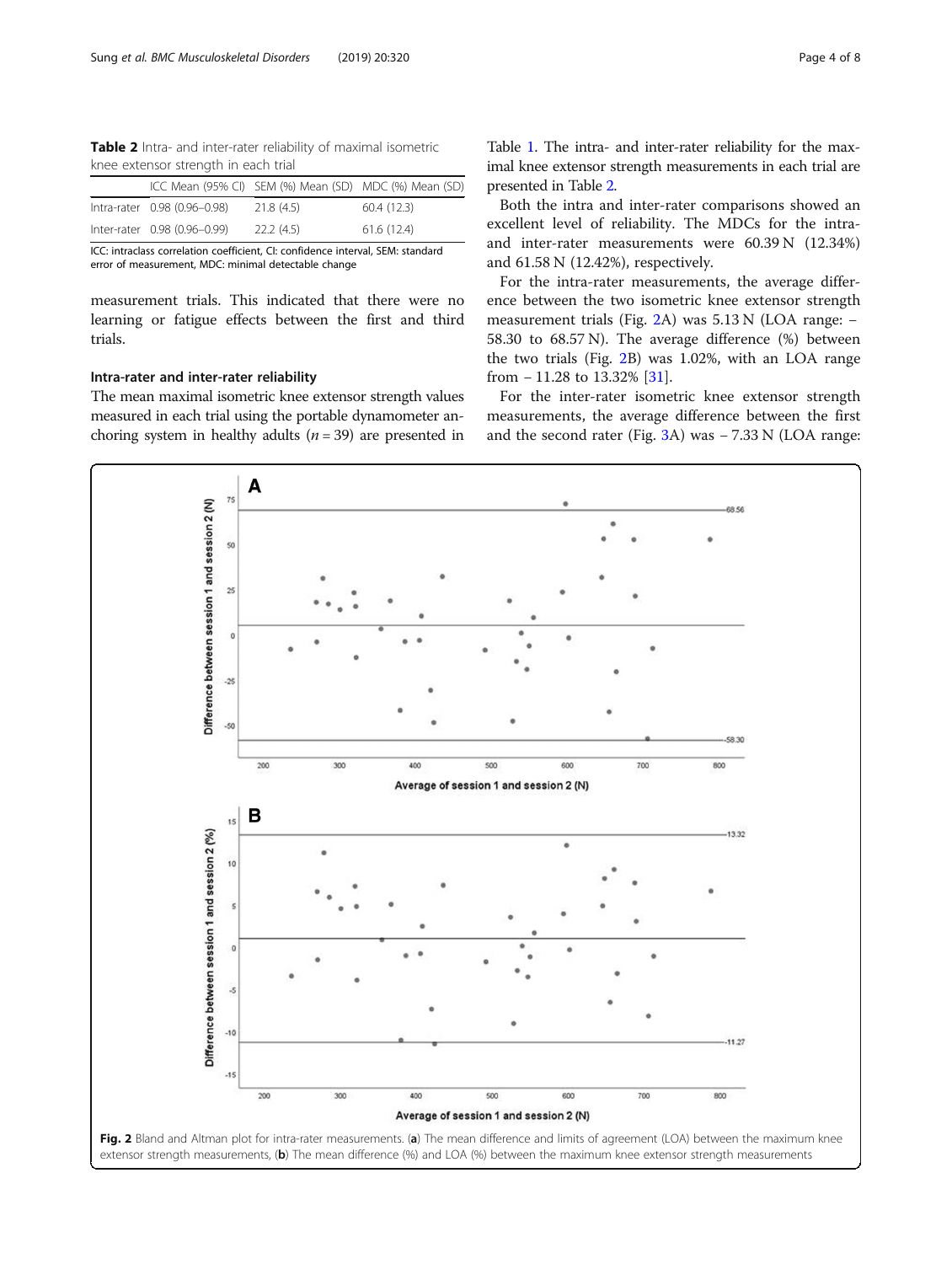**Table 2** Intra- and inter-rater reliability of maximal isometric knee extensor strength in each trial

| | ICC Mean (95% CI) | SEM (%) Mean (SD) | MDC (%) Mean (SD) |
|---|---|---|---|
| Intra-rater | 0.98 (0.96–0.98) | 21.8 (4.5) | 60.4 (12.3) |
| Inter-rater | 0.98 (0.96–0.99) | 22.2 (4.5) | 61.6 (12.4) |

ICC: intraclass correlation coefficient, CI: confidence interval, SEM: standard error of measurement, MDC: minimal detectable change

measurement trials. This indicated that there were no learning or fatigue effects between the first and third trials.

### Intra-rater and inter-rater reliability

The mean maximal isometric knee extensor strength values measured in each trial using the portable dynamometer anchoring system in healthy adults ($n = 39$) are presented in Table 1. The intra- and inter-rater reliability for the maximal knee extensor strength measurements in each trial are presented in Table 2.

Both the intra and inter-rater comparisons showed an excellent level of reliability. The MDCs for the intra- and inter-rater measurements were 60.39 N (12.34%) and 61.58 N (12.42%), respectively.

For the intra-rater measurements, the average difference between the two isometric knee extensor strength measurement trials (Fig. 2A) was 5.13 N (LOA range: − 58.30 to 68.57 N). The average difference (%) between the two trials (Fig. 2B) was 1.02%, with an LOA range from − 11.28 to 13.32% [31].

For the inter-rater isometric knee extensor strength measurements, the average difference between the first and the second rater (Fig. 3A) was − 7.33 N (LOA range:

**Fig. 2** Bland and Altman plot for intra-rater measurements. (**a**) The mean difference and limits of agreement (LOA) between the maximum knee extensor strength measurements, (**b**) The mean difference (%) and LOA (%) between the maximum knee extensor strength measurements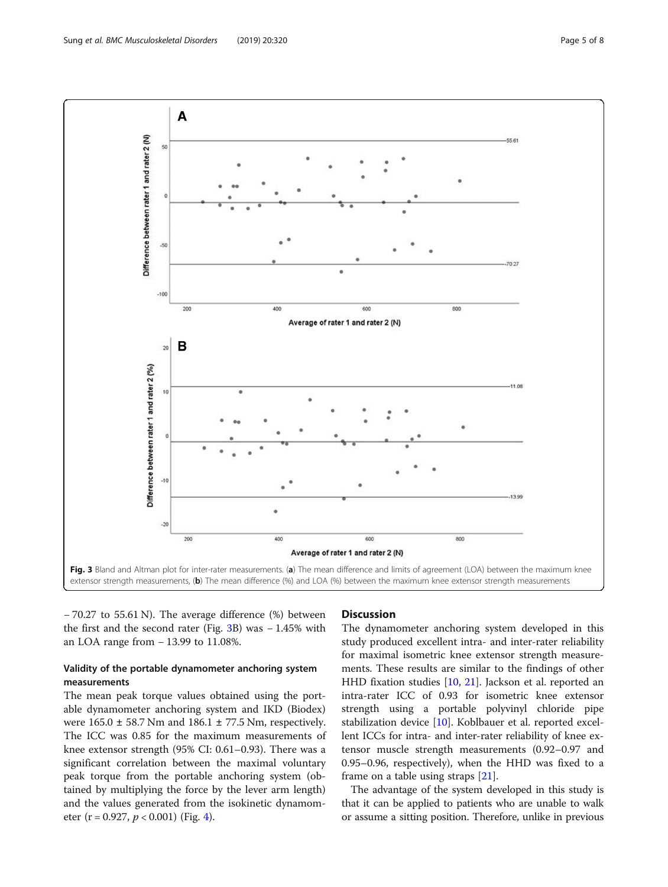Fig. 3 Bland and Altman plot for inter-rater measurements. (**a**) The mean difference and limits of agreement (LOA) between the maximum knee extensor strength measurements, (**b**) The mean difference (%) and LOA (%) between the maximum knee extensor strength measurements

− 70.27 to 55.61 N). The average difference (%) between the first and the second rater (Fig. 3B) was − 1.45% with an LOA range from − 13.99 to 11.08%.

### Validity of the portable dynamometer anchoring system measurements

The mean peak torque values obtained using the portable dynamometer anchoring system and IKD (Biodex) were 165.0 ± 58.7 Nm and 186.1 ± 77.5 Nm, respectively. The ICC was 0.85 for the maximum measurements of knee extensor strength (95% CI: 0.61–0.93). There was a significant correlation between the maximal voluntary peak torque from the portable anchoring system (obtained by multiplying the force by the lever arm length) and the values generated from the isokinetic dynamometer ($r = 0.927$, $p < 0.001$) (Fig. 4).

## Discussion

The dynamometer anchoring system developed in this study produced excellent intra- and inter-rater reliability for maximal isometric knee extensor strength measurements. These results are similar to the findings of other HHD fixation studies [10, 21]. Jackson et al. reported an intra-rater ICC of 0.93 for isometric knee extensor strength using a portable polyvinyl chloride pipe stabilization device [10]. Koblbauer et al. reported excellent ICCs for intra- and inter-rater reliability of knee extensor muscle strength measurements (0.92–0.97 and 0.95–0.96, respectively), when the HHD was fixed to a frame on a table using straps [21].

The advantage of the system developed in this study is that it can be applied to patients who are unable to walk or assume a sitting position. Therefore, unlike in previous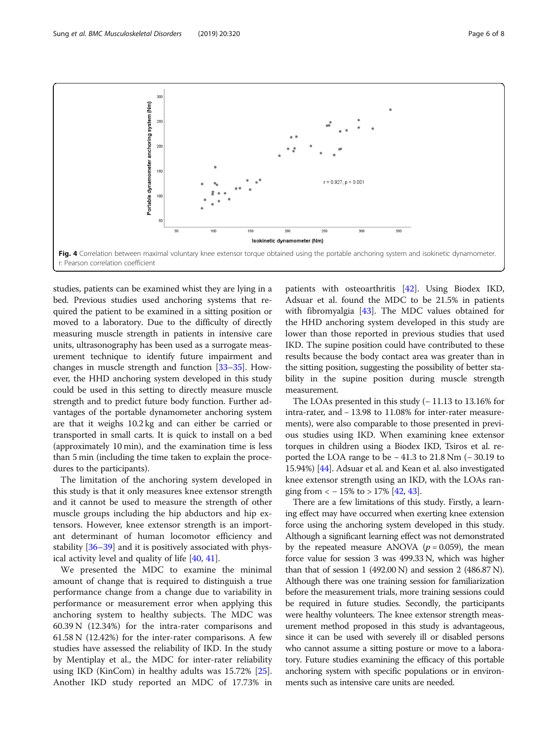Fig. 4 Correlation between maximal voluntary knee extensor torque obtained using the portable anchoring system and isokinetic dynamometer. r: Pearson correlation coefficient

studies, patients can be examined whist they are lying in a bed. Previous studies used anchoring systems that required the patient to be examined in a sitting position or moved to a laboratory. Due to the difficulty of directly measuring muscle strength in patients in intensive care units, ultrasonography has been used as a surrogate measurement technique to identify future impairment and changes in muscle strength and function [33–35]. However, the HHD anchoring system developed in this study could be used in this setting to directly measure muscle strength and to predict future body function. Further advantages of the portable dynamometer anchoring system are that it weighs 10.2 kg and can either be carried or transported in small carts. It is quick to install on a bed (approximately 10 min), and the examination time is less than 5 min (including the time taken to explain the procedures to the participants).

The limitation of the anchoring system developed in this study is that it only measures knee extensor strength and it cannot be used to measure the strength of other muscle groups including the hip abductors and hip extensors. However, knee extensor strength is an important determinant of human locomotor efficiency and stability [36–39] and it is positively associated with physical activity level and quality of life [40, 41].

We presented the MDC to examine the minimal amount of change that is required to distinguish a true performance change from a change due to variability in performance or measurement error when applying this anchoring system to healthy subjects. The MDC was 60.39 N (12.34%) for the intra-rater comparisons and 61.58 N (12.42%) for the inter-rater comparisons. A few studies have assessed the reliability of IKD. In the study by Mentiplay et al., the MDC for inter-rater reliability using IKD (KinCom) in healthy adults was 15.72% [25]. Another IKD study reported an MDC of 17.73% in patients with osteoarthritis [42]. Using Biodex IKD, Adsuar et al. found the MDC to be 21.5% in patients with fibromyalgia [43]. The MDC values obtained for the HHD anchoring system developed in this study are lower than those reported in previous studies that used IKD. The supine position could have contributed to these results because the body contact area was greater than in the sitting position, suggesting the possibility of better stability in the supine position during muscle strength measurement.

The LOAs presented in this study (− 11.13 to 13.16% for intra-rater, and − 13.98 to 11.08% for inter-rater measurements), were also comparable to those presented in previous studies using IKD. When examining knee extensor torques in children using a Biodex IKD, Tsiros et al. reported the LOA range to be − 41.3 to 21.8 Nm (− 30.19 to 15.94%) [44]. Adsuar et al. and Kean et al. also investigated knee extensor strength using an IKD, with the LOAs ranging from < − 15% to > 17% [42, 43].

There are a few limitations of this study. Firstly, a learning effect may have occurred when exerting knee extension force using the anchoring system developed in this study. Although a significant learning effect was not demonstrated by the repeated measure ANOVA ($p = 0.059$), the mean force value for session 3 was 499.33 N, which was higher than that of session 1 (492.00 N) and session 2 (486.87 N). Although there was one training session for familiarization before the measurement trials, more training sessions could be required in future studies. Secondly, the participants were healthy volunteers. The knee extensor strength measurement method proposed in this study is advantageous, since it can be used with severely ill or disabled persons who cannot assume a sitting posture or move to a laboratory. Future studies examining the efficacy of this portable anchoring system with specific populations or in environments such as intensive care units are needed.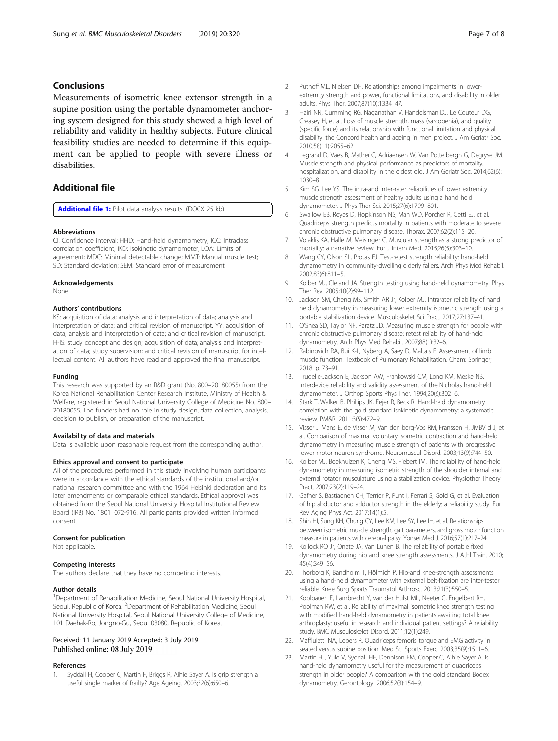## Conclusions

Measurements of isometric knee extensor strength in a supine position using the portable dynamometer anchoring system designed for this study showed a high level of reliability and validity in healthy subjects. Future clinical feasibility studies are needed to determine if this equipment can be applied to people with severe illness or disabilities.

## Additional file

**Additional file 1:** Pilot data analysis results. (DOCX 25 kb)

#### Abbreviations

CI: Confidence interval; HHD: Hand-held dynamometry; ICC: Intraclass correlation coefficient; IKD: Isokinetic dynamometer; LOA: Limits of agreement; MDC: Minimal detectable change; MMT: Manual muscle test; SD: Standard deviation; SEM: Standard error of measurement

#### Acknowledgements

None.

#### Authors' contributions

KS: acquisition of data; analysis and interpretation of data; analysis and interpretation of data; and critical revision of manuscript. YY: acquisition of data; analysis and interpretation of data; and critical revision of manuscript. H-IS: study concept and design; acquisition of data; analysis and interpretation of data; study supervision; and critical revision of manuscript for intellectual content. All authors have read and approved the final manuscript.

#### Funding

This research was supported by an R&D grant (No. 800–20180055) from the Korea National Rehabilitation Center Research Institute, Ministry of Health & Welfare, registered in Seoul National University College of Medicine No. 800–20180055. The funders had no role in study design, data collection, analysis, decision to publish, or preparation of the manuscript.

#### Availability of data and materials

Data is available upon reasonable request from the corresponding author.

#### Ethics approval and consent to participate

All of the procedures performed in this study involving human participants were in accordance with the ethical standards of the institutional and/or national research committee and with the 1964 Helsinki declaration and its later amendments or comparable ethical standards. Ethical approval was obtained from the Seoul National University Hospital Institutional Review Board (IRB) No. 1801–072-916. All participants provided written informed consent.

#### Consent for publication

Not applicable.

#### Competing interests

The authors declare that they have no competing interests.

#### Author details

[1]Department of Rehabilitation Medicine, Seoul National University Hospital, Seoul, Republic of Korea. [2]Department of Rehabilitation Medicine, Seoul National University Hospital, Seoul National University College of Medicine, 101 Daehak-Ro, Jongno-Gu, Seoul 03080, Republic of Korea.

Received: 11 January 2019 Accepted: 3 July 2019
Published online: 08 July 2019

#### References

1. Syddall H, Cooper C, Martin F, Briggs R, Aihie Sayer A. Is grip strength a useful single marker of frailty? Age Ageing. 2003;32(6):650–6.
2. Puthoff ML, Nielsen DH. Relationships among impairments in lower-extremity strength and power, functional limitations, and disability in older adults. Phys Ther. 2007;87(10):1334–47.
3. Hairi NN, Cumming RG, Naganathan V, Handelsman DJ, Le Couteur DG, Creasey H, et al. Loss of muscle strength, mass (sarcopenia), and quality (specific force) and its relationship with functional limitation and physical disability: the Concord health and ageing in men project. J Am Geriatr Soc. 2010;58(11):2055–62.
4. Legrand D, Vaes B, Matheï C, Adriaensen W, Van Pottelbergh G, Degryse JM. Muscle strength and physical performance as predictors of mortality, hospitalization, and disability in the oldest old. J Am Geriatr Soc. 2014;62(6):1030–8.
5. Kim SG, Lee YS. The intra-and inter-rater reliabilities of lower extremity muscle strength assessment of healthy adults using a hand held dynamometer. J Phys Ther Sci. 2015;27(6):1799–801.
6. Swallow EB, Reyes D, Hopkinson NS, Man WD, Porcher R, Cetti EJ, et al. Quadriceps strength predicts mortality in patients with moderate to severe chronic obstructive pulmonary disease. Thorax. 2007;62(2):115–20.
7. Volaklis KA, Halle M, Meisinger C. Muscular strength as a strong predictor of mortality: a narrative review. Eur J Intern Med. 2015;26(5):303–10.
8. Wang CY, Olson SL, Protas EJ. Test-retest strength reliability: hand-held dynamometry in community-dwelling elderly fallers. Arch Phys Med Rehabil. 2002;83(6):811–5.
9. Kolber MJ, Cleland JA. Strength testing using hand-held dynamometry. Phys Ther Rev. 2005;10(2):99–112.
10. Jackson SM, Cheng MS, Smith AR Jr, Kolber MJ. Intrarater reliability of hand held dynamometry in measuring lower extremity isometric strength using a portable stabilization device. Musculoskelet Sci Pract. 2017;27:137–41.
11. O'Shea SD, Taylor NF, Paratz JD. Measuring muscle strength for people with chronic obstructive pulmonary disease: retest reliability of hand-held dynamometry. Arch Phys Med Rehabil. 2007;88(1):32–6.
12. Rabinovich RA, Bui K-L, Nyberg A, Saey D, Maltais F. Assessment of limb muscle function: Textbook of Pulmonary Rehabilitation. Cham: Springer; 2018. p. 73–91.
13. Trudelle-Jackson E, Jackson AW, Frankowski CM, Long KM, Meske NB. Interdevice reliability and validity assessment of the Nicholas hand-held dynamometer. J Orthop Sports Phys Ther. 1994;20(6):302–6.
14. Stark T, Walker B, Phillips JK, Fejer R, Beck R. Hand-held dynamometry correlation with the gold standard isokinetic dynamometry: a systematic review. PM&R. 2011;3(5):472–9.
15. Visser J, Mans E, de Visser M, Van den berg-Vos RM, Franssen H, JMBV d J, et al. Comparison of maximal voluntary isometric contraction and hand-held dynamometry in measuring muscle strength of patients with progressive lower motor neuron syndrome. Neuromuscul Disord. 2003;13(9):744–50.
16. Kolber MJ, Beekhuizen K, Cheng MS, Fiebert IM. The reliability of hand-held dynamometry in measuring isometric strength of the shoulder internal and external rotator musculature using a stabilization device. Physiother Theory Pract. 2007;23(2):119–24.
17. Gafner S, Bastiaenen CH, Terrier P, Punt I, Ferrari S, Gold G, et al. Evaluation of hip abductor and adductor strength in the elderly: a reliability study. Eur Rev Aging Phys Act. 2017;14(1):5.
18. Shin HI, Sung KH, Chung CY, Lee KM, Lee SY, Lee IH, et al. Relationships between isometric muscle strength, gait parameters, and gross motor function measure in patients with cerebral palsy. Yonsei Med J. 2016;57(1):217–24.
19. Kollock RO Jr, Onate JA, Van Lunen B. The reliability of portable fixed dynamometry during hip and knee strength assessments. J Athl Train. 2010;45(4):349–56.
20. Thorborg K, Bandholm T, Hölmich P. Hip-and knee-strength assessments using a hand-held dynamometer with external belt-fixation are inter-tester reliable. Knee Surg Sports Traumatol Arthrosc. 2013;21(3):550–5.
21. Koblbauer IF, Lambrecht Y, van der Hulst ML, Neeter C, Engelbert RH, Poolman RW, et al. Reliability of maximal isometric knee strength testing with modified hand-held dynamometry in patients awaiting total knee arthroplasty: useful in research and individual patient settings? A reliability study. BMC Musculoskelet Disord. 2011;12(1):249.
22. Maffiuletti NA, Lepers R. Quadriceps femoris torque and EMG activity in seated versus supine position. Med Sci Sports Exerc. 2003;35(9):1511–6.
23. Martin HJ, Yule V, Syddall HE, Dennison EM, Cooper C, Aihie Sayer A. Is hand-held dynamometry useful for the measurement of quadriceps strength in older people? A comparison with the gold standard Bodex dynamometry. Gerontology. 2006;52(3):154–9.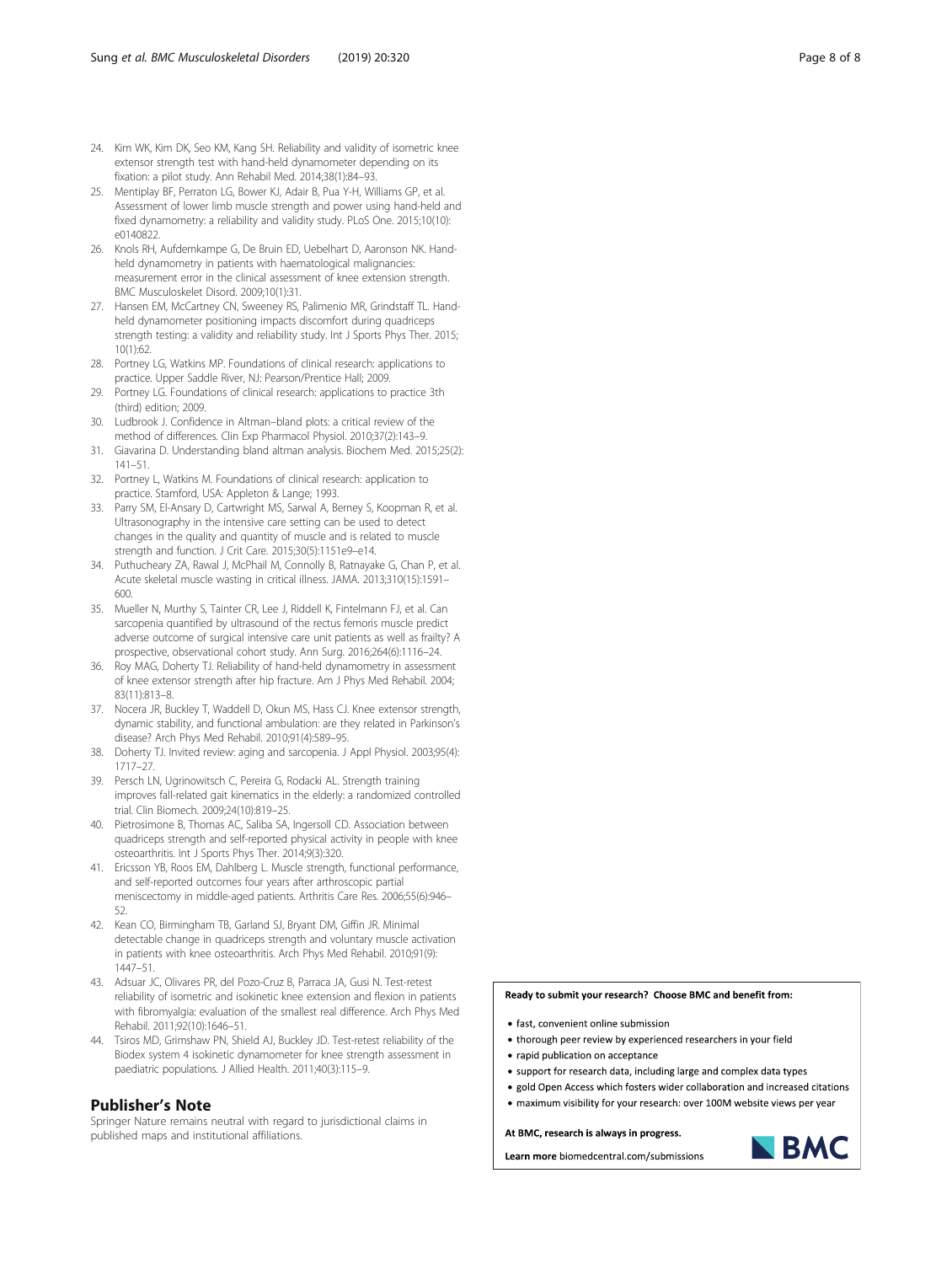24. Kim WK, Kim DK, Seo KM, Kang SH. Reliability and validity of isometric knee extensor strength test with hand-held dynamometer depending on its fixation: a pilot study. Ann Rehabil Med. 2014;38(1):84–93.
25. Mentiplay BF, Perraton LG, Bower KJ, Adair B, Pua Y-H, Williams GP, et al. Assessment of lower limb muscle strength and power using hand-held and fixed dynamometry: a reliability and validity study. PLoS One. 2015;10(10): e0140822.
26. Knols RH, Aufdemkampe G, De Bruin ED, Uebelhart D, Aaronson NK. Hand-held dynamometry in patients with haematological malignancies: measurement error in the clinical assessment of knee extension strength. BMC Musculoskelet Disord. 2009;10(1):31.
27. Hansen EM, McCartney CN, Sweeney RS, Palimenio MR, Grindstaff TL. Hand-held dynamometer positioning impacts discomfort during quadriceps strength testing: a validity and reliability study. Int J Sports Phys Ther. 2015; 10(1):62.
28. Portney LG, Watkins MP. Foundations of clinical research: applications to practice. Upper Saddle River, NJ: Pearson/Prentice Hall; 2009.
29. Portney LG. Foundations of clinical research: applications to practice 3th (third) edition; 2009.
30. Ludbrook J. Confidence in Altman–bland plots: a critical review of the method of differences. Clin Exp Pharmacol Physiol. 2010;37(2):143–9.
31. Giavarina D. Understanding bland altman analysis. Biochem Med. 2015;25(2): 141–51.
32. Portney L, Watkins M. Foundations of clinical research: application to practice. Stamford, USA: Appleton & Lange; 1993.
33. Parry SM, El-Ansary D, Cartwright MS, Sarwal A, Berney S, Koopman R, et al. Ultrasonography in the intensive care setting can be used to detect changes in the quality and quantity of muscle and is related to muscle strength and function. J Crit Care. 2015;30(5):1151e9–e14.
34. Puthucheary ZA, Rawal J, McPhail M, Connolly B, Ratnayake G, Chan P, et al. Acute skeletal muscle wasting in critical illness. JAMA. 2013;310(15):1591–600.
35. Mueller N, Murthy S, Tainter CR, Lee J, Riddell K, Fintelmann FJ, et al. Can sarcopenia quantified by ultrasound of the rectus femoris muscle predict adverse outcome of surgical intensive care unit patients as well as frailty? A prospective, observational cohort study. Ann Surg. 2016;264(6):1116–24.
36. Roy MAG, Doherty TJ. Reliability of hand-held dynamometry in assessment of knee extensor strength after hip fracture. Am J Phys Med Rehabil. 2004; 83(11):813–8.
37. Nocera JR, Buckley T, Waddell D, Okun MS, Hass CJ. Knee extensor strength, dynamic stability, and functional ambulation: are they related in Parkinson's disease? Arch Phys Med Rehabil. 2010;91(4):589–95.
38. Doherty TJ. Invited review: aging and sarcopenia. J Appl Physiol. 2003;95(4): 1717–27.
39. Persch LN, Ugrinowitsch C, Pereira G, Rodacki AL. Strength training improves fall-related gait kinematics in the elderly: a randomized controlled trial. Clin Biomech. 2009;24(10):819–25.
40. Pietrosimone B, Thomas AC, Saliba SA, Ingersoll CD. Association between quadriceps strength and self-reported physical activity in people with knee osteoarthritis. Int J Sports Phys Ther. 2014;9(3):320.
41. Ericsson YB, Roos EM, Dahlberg L. Muscle strength, functional performance, and self-reported outcomes four years after arthroscopic partial meniscectomy in middle-aged patients. Arthritis Care Res. 2006;55(6):946–52.
42. Kean CO, Birmingham TB, Garland SJ, Bryant DM, Giffin JR. Minimal detectable change in quadriceps strength and voluntary muscle activation in patients with knee osteoarthritis. Arch Phys Med Rehabil. 2010;91(9): 1447–51.
43. Adsuar JC, Olivares PR, del Pozo-Cruz B, Parraca JA, Gusi N. Test-retest reliability of isometric and isokinetic knee extension and flexion in patients with fibromyalgia: evaluation of the smallest real difference. Arch Phys Med Rehabil. 2011;92(10):1646–51.
44. Tsiros MD, Grimshaw PN, Shield AJ, Buckley JD. Test-retest reliability of the Biodex system 4 isokinetic dynamometer for knee strength assessment in paediatric populations. J Allied Health. 2011;40(3):115–9.

## Publisher's Note

Springer Nature remains neutral with regard to jurisdictional claims in published maps and institutional affiliations.

**Ready to submit your research? Choose BMC and benefit from:**

- fast, convenient online submission
- thorough peer review by experienced researchers in your field
- rapid publication on acceptance
- support for research data, including large and complex data types
- gold Open Access which fosters wider collaboration and increased citations
- maximum visibility for your research: over 100M website views per year

**At BMC, research is always in progress.**

**Learn more** biomedcentral.com/submissions